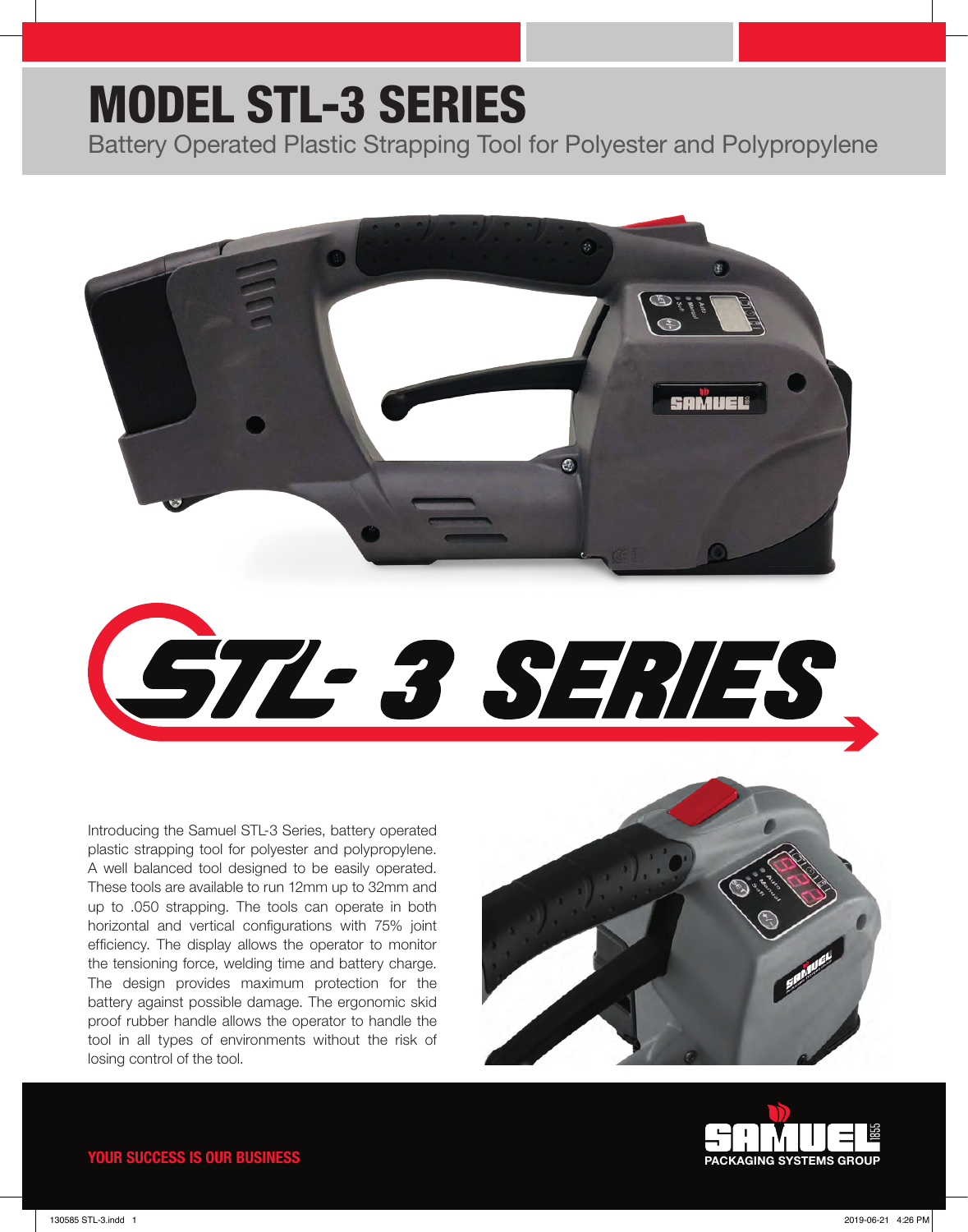# MODEL STL-3 SERIES

Battery Operated Plastic Strapping Tool for Polyester and Polypropylene

## STL- 3 SERIES

Introducing the Samuel STL-3 Series, battery operated plastic strapping tool for polyester and polypropylene. A well balanced tool designed to be easily operated. These tools are available to run 12mm up to 32mm and up to .050 strapping. The tools can operate in both horizontal and vertical configurations with 75% joint efficiency. The display allows the operator to monitor the tensioning force, welding time and battery charge. The design provides maximum protection for the battery against possible damage. The ergonomic skid proof rubber handle allows the operator to handle the tool in all types of environments without the risk of losing control of the tool.

**YOUR SUCCESS IS OUR BUSINESS**

SAMUEL 1855
PACKAGING SYSTEMS GROUP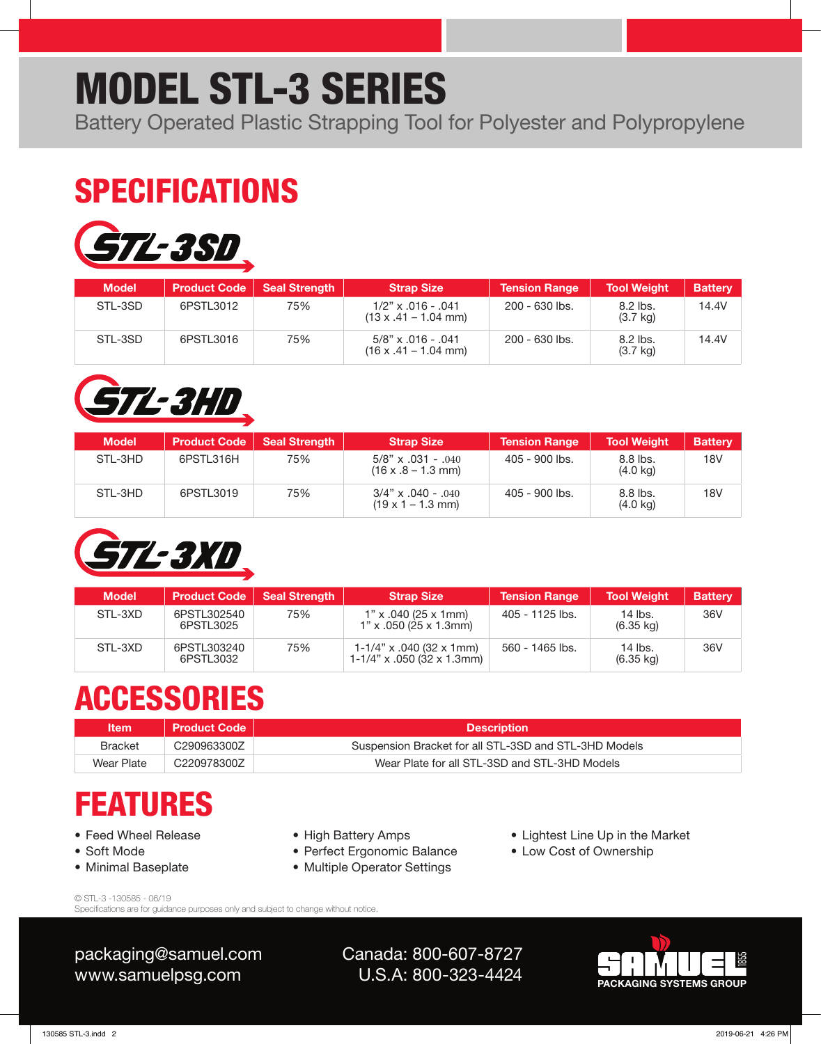# MODEL STL-3 SERIES

Battery Operated Plastic Strapping Tool for Polyester and Polypropylene

## SPECIFICATIONS

### STL-3SD

| Model | Product Code | Seal Strength | Strap Size | Tension Range | Tool Weight | Battery |
|---|---|---|---|---|---|---|
| STL-3SD | 6PSTL3012 | 75% | 1/2" x .016 - .041 (13 x .41 – 1.04 mm) | 200 - 630 lbs. | 8.2 lbs. (3.7 kg) | 14.4V |
| STL-3SD | 6PSTL3016 | 75% | 5/8" x .016 - .041 (16 x .41 – 1.04 mm) | 200 - 630 lbs. | 8.2 lbs. (3.7 kg) | 14.4V |

### STL-3HD

| Model | Product Code | Seal Strength | Strap Size | Tension Range | Tool Weight | Battery |
|---|---|---|---|---|---|---|
| STL-3HD | 6PSTL316H | 75% | 5/8" x .031 - .040 (16 x .8 – 1.3 mm) | 405 - 900 lbs. | 8.8 lbs. (4.0 kg) | 18V |
| STL-3HD | 6PSTL3019 | 75% | 3/4" x .040 - .040 (19 x 1 – 1.3 mm) | 405 - 900 lbs. | 8.8 lbs. (4.0 kg) | 18V |

### STL-3XD

| Model | Product Code | Seal Strength | Strap Size | Tension Range | Tool Weight | Battery |
|---|---|---|---|---|---|---|
| STL-3XD | 6PSTL302540 6PSTL3025 | 75% | 1" x .040 (25 x 1mm) 1" x .050 (25 x 1.3mm) | 405 - 1125 lbs. | 14 lbs. (6.35 kg) | 36V |
| STL-3XD | 6PSTL303240 6PSTL3032 | 75% | 1-1/4" x .040 (32 x 1mm) 1-1/4" x .050 (32 x 1.3mm) | 560 - 1465 lbs. | 14 lbs. (6.35 kg) | 36V |

## ACCESSORIES

| Item | Product Code | Description |
|---|---|---|
| Bracket | C290963300Z | Suspension Bracket for all STL-3SD and STL-3HD Models |
| Wear Plate | C220978300Z | Wear Plate for all STL-3SD and STL-3HD Models |

## FEATURES

- Feed Wheel Release
- Soft Mode
- Minimal Baseplate
- High Battery Amps
- Perfect Ergonomic Balance
- Multiple Operator Settings
- Lightest Line Up in the Market
- Low Cost of Ownership

© STL-3 -130585 - 06/19
Specifications are for guidance purposes only and subject to change without notice.

packaging@samuel.com
www.samuelpsg.com

Canada: 800-607-8727
U.S.A: 800-323-4424

SAMUEL 1855 PACKAGING SYSTEMS GROUP